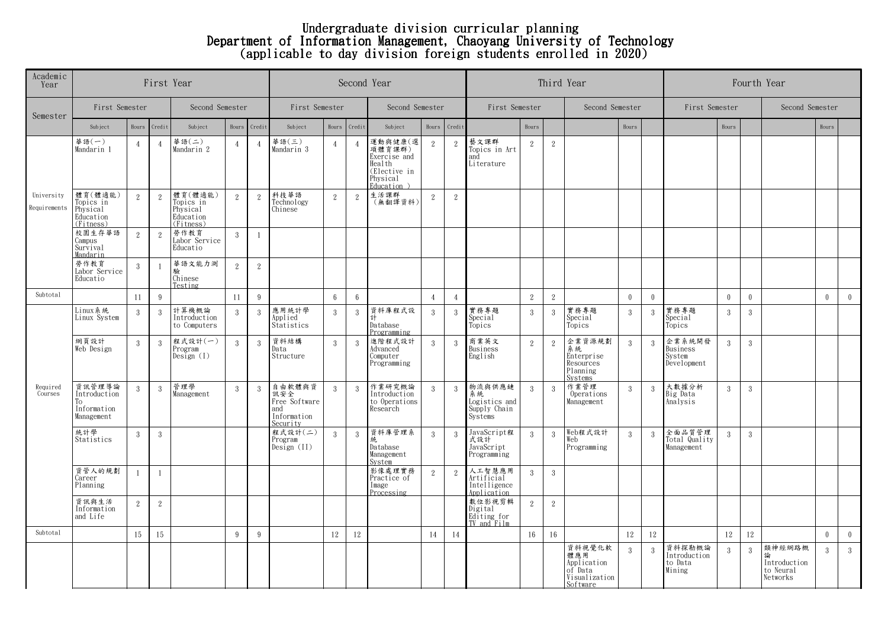# Undergraduate division curricular planning
# Department of Information Management, Chaoyang University of Technology
# (applicable to day division foreign students enrolled in 2020)

| Academic Year | First Year | | | | | | Second Year | | | | | | Third Year | | | | | | Fourth Year | | | | | |
|---|---|---|---|---|---|---|---|---|---|---|---|---|---|---|---|---|---|---|---|---|---|---|---|---|
| Semester | First Semester | | | Second Semester | | | First Semester | | | Second Semester | | | First Semester | | | Second Semester | | | First Semester | | | Second Semester | | |
| | Subject | Hours | Credit | Subject | Hours | Credit | Subject | Hours | Credit | Subject | Hours | Credit | Subject | Hours | | Subject | Hours | | Subject | Hours | | Subject | Hours | |
| University Requirements | 華語(一) Mandarin 1 | 4 | 4 | 華語(二) Mandarin 2 | 4 | 4 | 華語(三) Mandarin 3 | 4 | 4 | 運動與健康(選項體育課群) Exercise and Health (Elective in Physical Education ) | 2 | 2 | 藝文課群 Topics in Art and Literature | 2 | 2 | | | | | | | | | |
| | 體育(體適能) Topics in Physical Education (Fitness) | 2 | 2 | 體育(體適能) Topics in Physical Education (Fitness) | 2 | 2 | 科技華語 Technology Chinese | 2 | 2 | 生活課群 (無翻譯資料) | 2 | 2 | | | | | | | | | | | | |
| | 校園生存華語 Campus Survival Mandarin | 2 | 2 | 勞作教育 Labor Service Educatio | 3 | 1 | | | | | | | | | | | | | | | | | | |
| | 勞作教育 Labor Service Educatio | 3 | 1 | 華語文能力測驗 Chinese Testing | 2 | 2 | | | | | | | | | | | | | | | | | | |
| Subtotal | | 11 | 9 | | 11 | 9 | | 6 | 6 | | 4 | 4 | | 2 | 2 | | 0 | 0 | | 0 | 0 | | 0 | 0 |
| Required Courses | Linux系統 Linux System | 3 | 3 | 計算機概論 Introduction to Computers | 3 | 3 | 應用統計學 Applied Statistics | 3 | 3 | 資料庫程式設計 Database Programming | 3 | 3 | 實務專題 Special Topics | 3 | 3 | 實務專題 Special Topics | 3 | 3 | 實務專題 Special Topics | 3 | 3 | | | |
| | 網頁設計 Web Design | 3 | 3 | 程式設計(一) Program Design (I) | 3 | 3 | 資料結構 Data Structure | 3 | 3 | 進階程式設計 Advanced Computer Programming | 3 | 3 | 商業英文 Business English | 2 | 2 | 企業資源規劃系統 Enterprise Resources Planning Systems | 3 | 3 | 企業系統開發 Business System Development | 3 | 3 | | | |
| | 資訊管理導論 Introduction To Information Management | 3 | 3 | 管理學 Management | 3 | 3 | 自由軟體與資訊安全 Free Software and Information Security | 3 | 3 | 作業研究概論 Introduction to Operations Research | 3 | 3 | 物流與供應鏈系統 Logistics and Supply Chain Systems | 3 | 3 | 作業管理 Operations Management | 3 | 3 | 大數據分析 Big Data Analysis | 3 | 3 | | | |
| | 統計學 Statistics | 3 | 3 | | | | 程式設計(二) Program Design (II) | 3 | 3 | 資料庫管理系統 Database Management System | 3 | 3 | JavaScript程式設計 JavaScript Programming | 3 | 3 | Web程式設計 Web Programming | 3 | 3 | 全面品質管理 Total Quality Management | 3 | 3 | | | |
| | 資管人的規劃 Career Planning | 1 | 1 | | | | | | | 影像處理實務 Practice of Image Processing | 2 | 2 | 人工智慧應用 Artificial Intelligence Application | 3 | 3 | | | | | | | | | |
| | 資訊與生活 Information and Life | 2 | 2 | | | | | | | | | | 數位影視剪輯 Digital Editing for TV and Film | 2 | 2 | | | | | | | | | |
| Subtotal | | 15 | 15 | | 9 | 9 | | 12 | 12 | | 14 | 14 | | 16 | 16 | | 12 | 12 | | 12 | 12 | | 0 | 0 |
| | | | | | | | | | | | | | | | | 資料視覺化軟體應用 Application of Data Visualization Software | 3 | 3 | 資料探勘概論 Introduction to Data Mining | 3 | 3 | 類神經網路概論 Introduction to Neural Networks | 3 | 3 |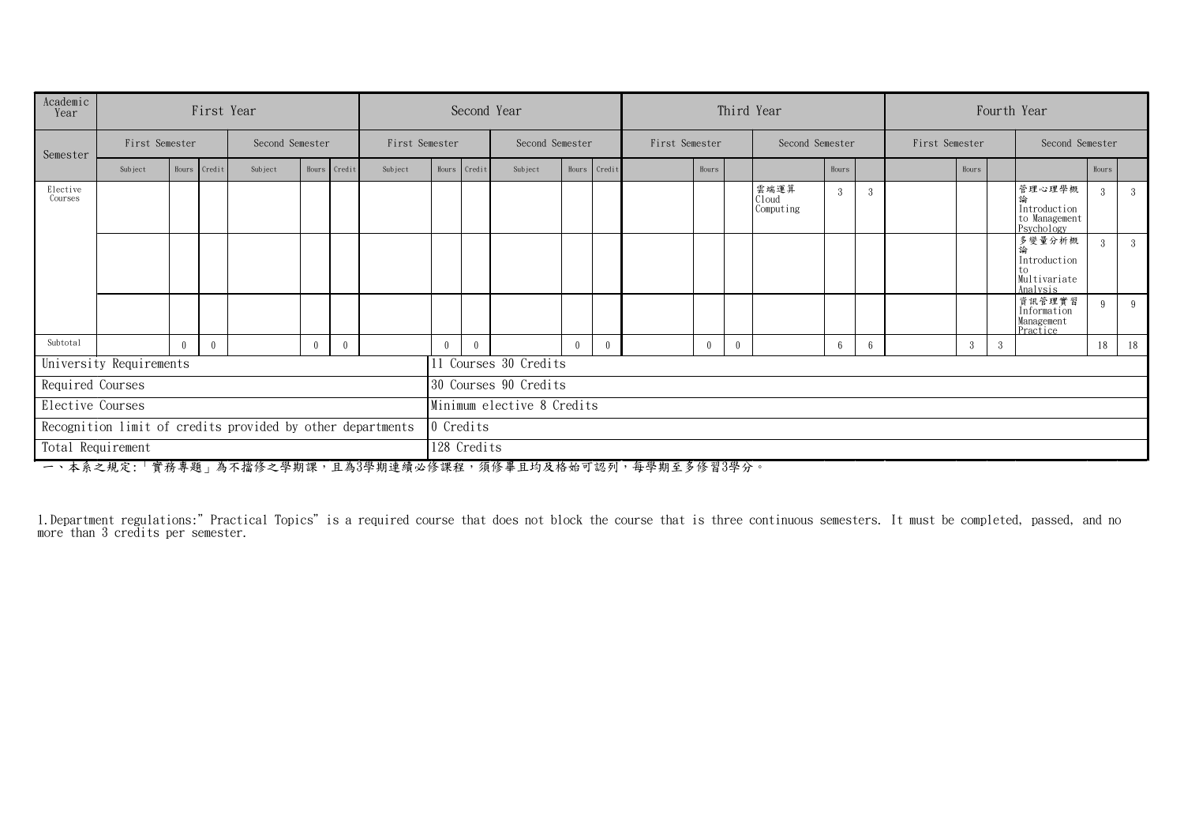| Academic Year | First Year | | | | | | Second Year | | | | | | Third Year | | | | | | Fourth Year | | | | | |
|---|---|---|---|---|---|---|---|---|---|---|---|---|---|---|---|---|---|---|---|---|---|---|---|---|
| Semester | First Semester | | | Second Semester | | | First Semester | | | Second Semester | | | First Semester | | | Second Semester | | | First Semester | | | Second Semester | | |
| | Subject | Hours | Credit | Subject | Hours | Credit | Subject | Hours | Credit | Subject | Hours | Credit | | Hours | | | Hours | | | Hours | | | Hours | |
| Elective Courses | | | | | | | | | | | | | | | | 雲端運算 Cloud Computing | 3 | 3 | | | | 管理心理學概論 Introduction to Management Psychology | 3 | 3 |
| | | | | | | | | | | | | | | | | | | | | | | 多變量分析概論 Introduction to Multivariate Analysis | 3 | 3 |
| | | | | | | | | | | | | | | | | | | | | | | 資訊管理實習 Information Management Practice | 9 | 9 |
| Subtotal | | 0 | 0 | | 0 | 0 | | 0 | 0 | | 0 | 0 | | 0 | 0 | | 6 | 6 | | 3 | 3 | | 18 | 18 |

| | |
|---|---|
| University Requirements | 11 Courses 30 Credits |
| Required Courses | 30 Courses 90 Credits |
| Elective Courses | Minimum elective 8 Credits |
| Recognition limit of credits provided by other departments | 0 Credits |
| Total Requirement | 128 Credits |

一、本系之規定:「實務專題」為不擋修之學期課，且為3學期連續必修課程，須修畢且均及格始可認列，每學期至多修習3學分。

1.Department regulations:"Practical Topics" is a required course that does not block the course that is three continuous semesters. It must be completed, passed, and no more than 3 credits per semester.